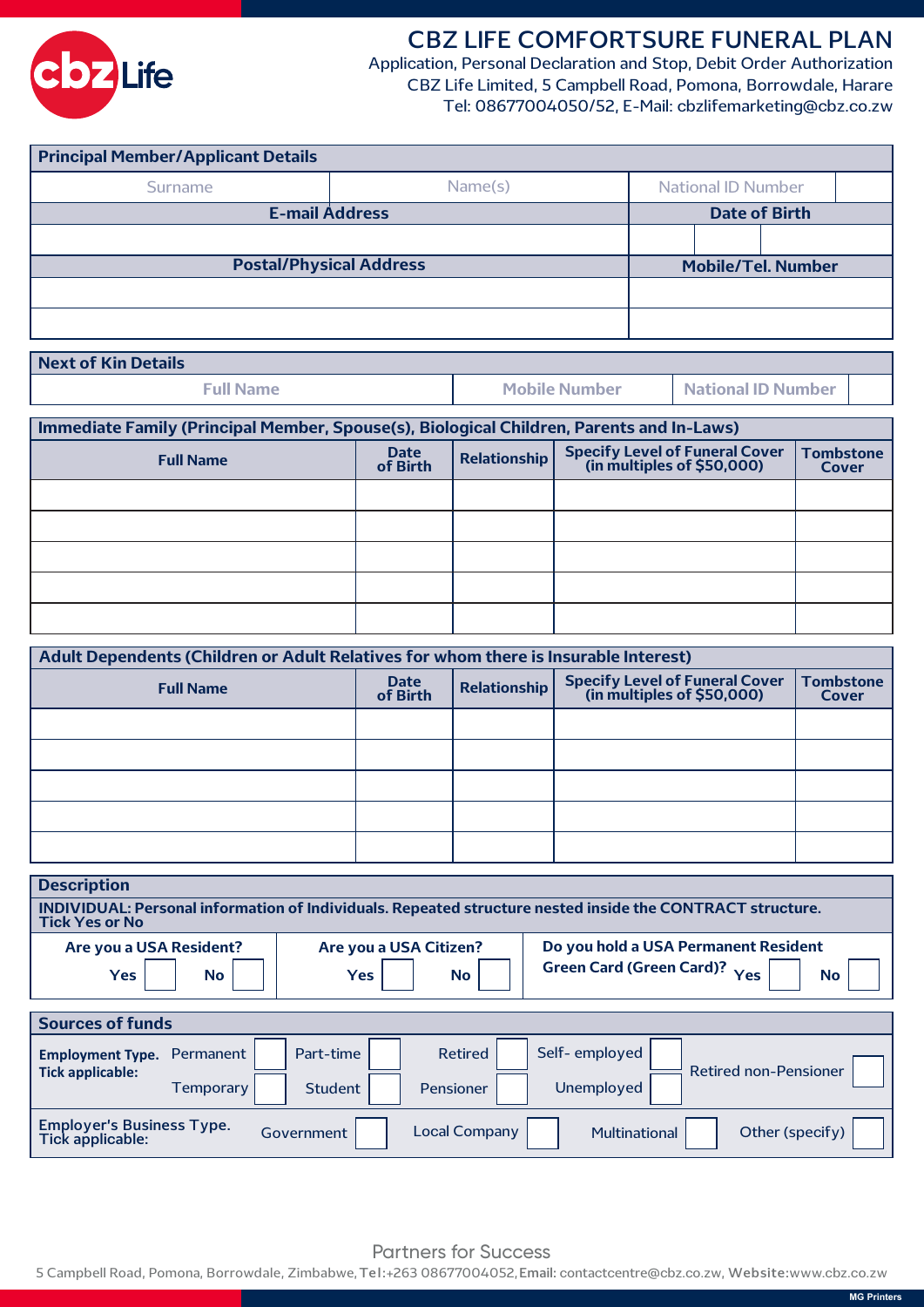# CBZ LIFE COMFORTSURE FUNERAL PLAN

Application, Personal Declaration and Stop, Debit Order Authorization
CBZ Life Limited, 5 Campbell Road, Pomona, Borrowdale, Harare
Tel: 08677004050/52, E-Mail: cbzlifemarketing@cbz.co.zw

| Principal Member/Applicant Details | | |
|---|---|---|
| Surname | Name(s) | National ID Number |
| **E-mail Address** | | **Date of Birth** |
| | | |
| **Postal/Physical Address** | | **Mobile/Tel. Number** |
| | | |
| | | |

| Next of Kin Details | | |
|---|---|---|
| Full Name | Mobile Number | National ID Number |

**Immediate Family (Principal Member, Spouse(s), Biological Children, Parents and In-Laws)**

| Full Name | Date of Birth | Relationship | Specify Level of Funeral Cover (in multiples of $50,000) | Tombstone Cover |
|---|---|---|---|---|
| | | | | |
| | | | | |
| | | | | |
| | | | | |
| | | | | |

**Adult Dependents (Children or Adult Relatives for whom there is Insurable Interest)**

| Full Name | Date of Birth | Relationship | Specify Level of Funeral Cover (in multiples of $50,000) | Tombstone Cover |
|---|---|---|---|---|
| | | | | |
| | | | | |
| | | | | |
| | | | | |
| | | | | |

**Description**

**INDIVIDUAL: Personal information of Individuals. Repeated structure nested inside the CONTRACT structure. Tick Yes or No**

| Are you a USA Resident? | Are you a USA Citizen? | Do you hold a USA Permanent Resident Green Card (Green Card)? |
|---|---|---|
| Yes ☐ No ☐ | Yes ☐ No ☐ | Yes ☐ No ☐ |

**Sources of funds**

**Employment Type. Tick applicable:** Permanent ☐ Part-time ☐ Retired ☐ Self- employed ☐ Retired non-Pensioner ☐ Temporary ☐ Student ☐ Pensioner ☐ Unemployed ☐

**Employer's Business Type. Tick applicable:** Government ☐ Local Company ☐ Multinational ☐ Other (specify) ☐

Partners for Success

5 Campbell Road, Pomona, Borrowdale, Zimbabwe, **Tel:**+263 08677004052, **Email:** contactcentre@cbz.co.zw, **Website:**www.cbz.co.zw

MG Printers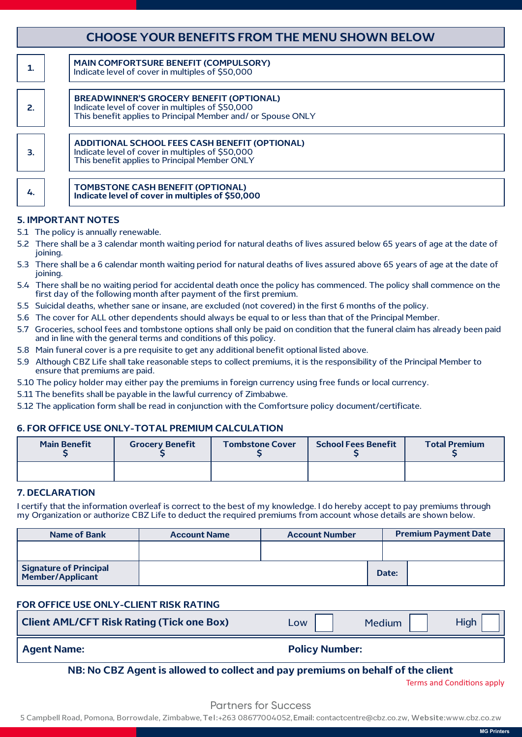## CHOOSE YOUR BENEFITS FROM THE MENU SHOWN BELOW

| | |
|---|---|
| **1.** | **MAIN COMFORTSURE BENEFIT (COMPULSORY)**<br>Indicate level of cover in multiples of $50,000 |
| **2.** | **BREADWINNER'S GROCERY BENEFIT (OPTIONAL)**<br>Indicate level of cover in multiples of $50,000<br>This benefit applies to Principal Member and/ or Spouse ONLY |
| **3.** | **ADDITIONAL SCHOOL FEES CASH BENEFIT (OPTIONAL)**<br>Indicate level of cover in multiples of $50,000<br>This benefit applies to Principal Member ONLY |
| **4.** | **TOMBSTONE CASH BENEFIT (OPTIONAL)**<br>**Indicate level of cover in multiples of $50,000** |

### 5. IMPORTANT NOTES

5.1 The policy is annually renewable.

5.2 There shall be a 3 calendar month waiting period for natural deaths of lives assured below 65 years of age at the date of joining.

5.3 There shall be a 6 calendar month waiting period for natural deaths of lives assured above 65 years of age at the date of joining.

5.4 There shall be no waiting period for accidental death once the policy has commenced. The policy shall commence on the first day of the following month after payment of the first premium.

5.5 Suicidal deaths, whether sane or insane, are excluded (not covered) in the first 6 months of the policy.

5.6 The cover for ALL other dependents should always be equal to or less than that of the Principal Member.

5.7 Groceries, school fees and tombstone options shall only be paid on condition that the funeral claim has already been paid and in line with the general terms and conditions of this policy.

5.8 Main funeral cover is a pre requisite to get any additional benefit optional listed above.

5.9 Although CBZ Life shall take reasonable steps to collect premiums, it is the responsibility of the Principal Member to ensure that premiums are paid.

5.10 The policy holder may either pay the premiums in foreign currency using free funds or local currency.

5.11 The benefits shall be payable in the lawful currency of Zimbabwe.

5.12 The application form shall be read in conjunction with the Comfortsure policy document/certificate.

### 6. FOR OFFICE USE ONLY-TOTAL PREMIUM CALCULATION

| Main Benefit $ | Grocery Benefit $ | Tombstone Cover $ | School Fees Benefit $ | Total Premium $ |
|---|---|---|---|---|
| | | | | |

### 7. DECLARATION

I certify that the information overleaf is correct to the best of my knowledge. I do hereby accept to pay premiums through my Organization or authorize CBZ Life to deduct the required premiums from account whose details are shown below.

| Name of Bank | Account Name | Account Number | Premium Payment Date |
|---|---|---|---|
| | | | |
| **Signature of Principal Member/Applicant** | | **Date:** | |

### FOR OFFICE USE ONLY-CLIENT RISK RATING

| | | | |
|---|---|---|---|
| **Client AML/CFT Risk Rating (Tick one Box)** | Low ☐ | Medium ☐ | High ☐ |
| **Agent Name:** | | **Policy Number:** | |

**NB: No CBZ Agent is allowed to collect and pay premiums on behalf of the client**

Terms and Conditions apply

Partners for Success

5 Campbell Road, Pomona, Borrowdale, Zimbabwe, **Tel:**+263 08677004052, **Email:** contactcentre@cbz.co.zw, **Website:**www.cbz.co.zw

MG Printers